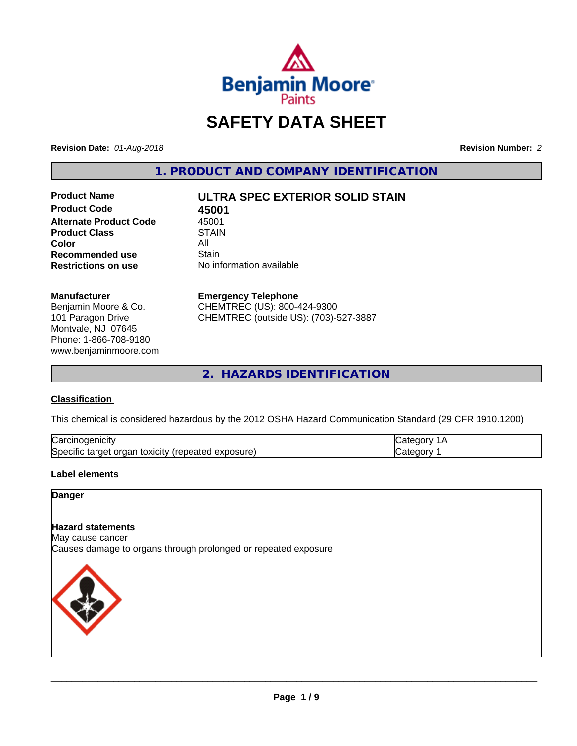# SAFETY DATA SHEET

**Revision Date:** *01-Aug-2018* **Revision Number:** *2*

## 1. PRODUCT AND COMPANY IDENTIFICATION

| | |
|---|---|
| **Product Name** | **ULTRA SPEC EXTERIOR SOLID STAIN** |
| **Product Code** | **45001** |
| **Alternate Product Code** | 45001 |
| **Product Class** | STAIN |
| **Color** | All |
| **Recommended use** | Stain |
| **Restrictions on use** | No information available |

**Manufacturer**
Benjamin Moore & Co.
101 Paragon Drive
Montvale, NJ 07645
Phone: 1-866-708-9180
www.benjaminmoore.com

**Emergency Telephone**
CHEMTREC (US): 800-424-9300
CHEMTREC (outside US): (703)-527-3887

## 2. HAZARDS IDENTIFICATION

### Classification

This chemical is considered hazardous by the 2012 OSHA Hazard Communication Standard (29 CFR 1910.1200)

| | |
|---|---|
| Carcinogenicity | Category 1A |
| Specific target organ toxicity (repeated exposure) | Category 1 |

### Label elements

**Danger**

**Hazard statements**
May cause cancer
Causes damage to organs through prolonged or repeated exposure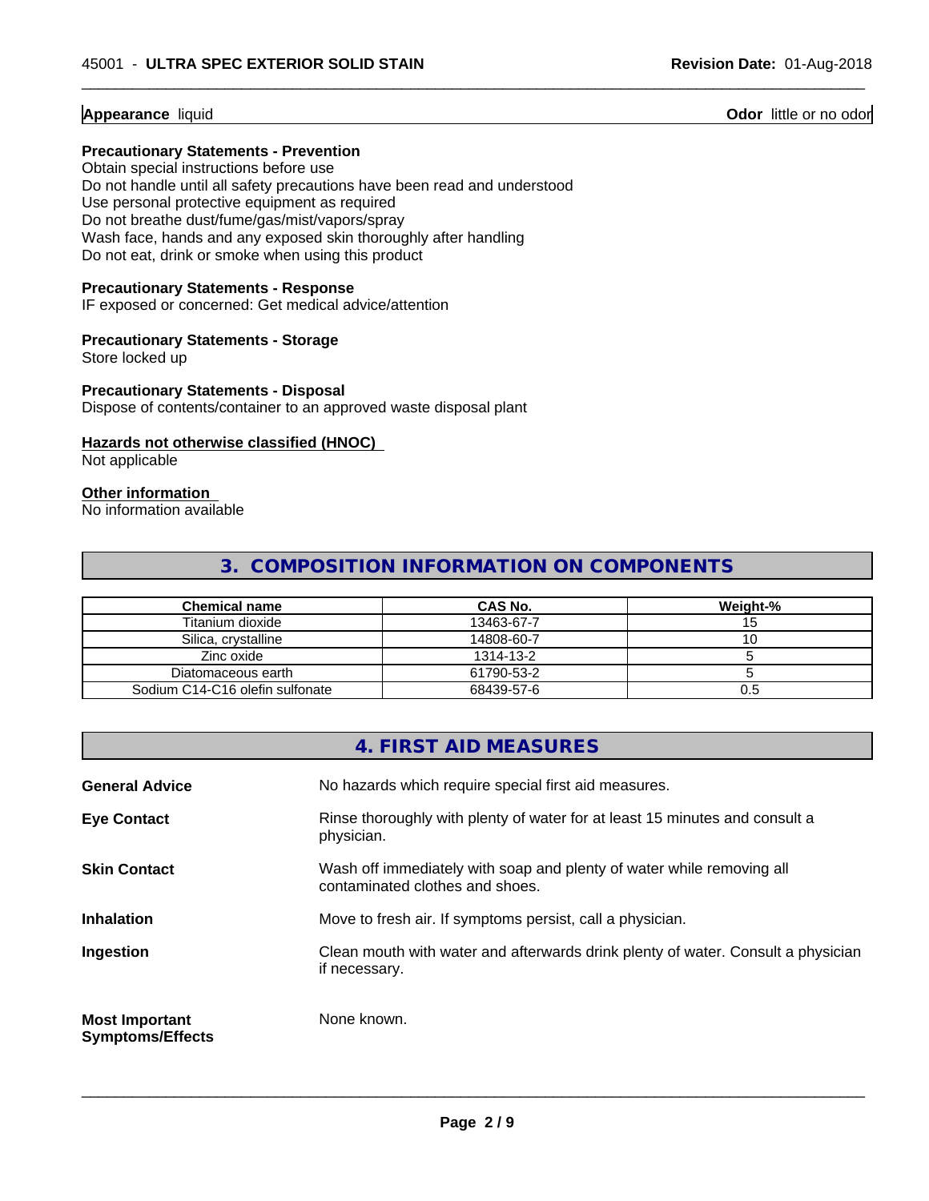**Appearance** liquid **Odor** little or no odor

**Precautionary Statements - Prevention**

Obtain special instructions before use
Do not handle until all safety precautions have been read and understood
Use personal protective equipment as required
Do not breathe dust/fume/gas/mist/vapors/spray
Wash face, hands and any exposed skin thoroughly after handling
Do not eat, drink or smoke when using this product

**Precautionary Statements - Response**

IF exposed or concerned: Get medical advice/attention

**Precautionary Statements - Storage**

Store locked up

**Precautionary Statements - Disposal**

Dispose of contents/container to an approved waste disposal plant

**Hazards not otherwise classified (HNOC)**

Not applicable

**Other information**

No information available

## 3. COMPOSITION INFORMATION ON COMPONENTS

| Chemical name | CAS No. | Weight-% |
|---|---|---|
| Titanium dioxide | 13463-67-7 | 15 |
| Silica, crystalline | 14808-60-7 | 10 |
| Zinc oxide | 1314-13-2 | 5 |
| Diatomaceous earth | 61790-53-2 | 5 |
| Sodium C14-C16 olefin sulfonate | 68439-57-6 | 0.5 |

## 4. FIRST AID MEASURES

**General Advice** No hazards which require special first aid measures.

**Eye Contact** Rinse thoroughly with plenty of water for at least 15 minutes and consult a physician.

**Skin Contact** Wash off immediately with soap and plenty of water while removing all contaminated clothes and shoes.

**Inhalation** Move to fresh air. If symptoms persist, call a physician.

**Ingestion** Clean mouth with water and afterwards drink plenty of water. Consult a physician if necessary.

**Most Important Symptoms/Effects** None known.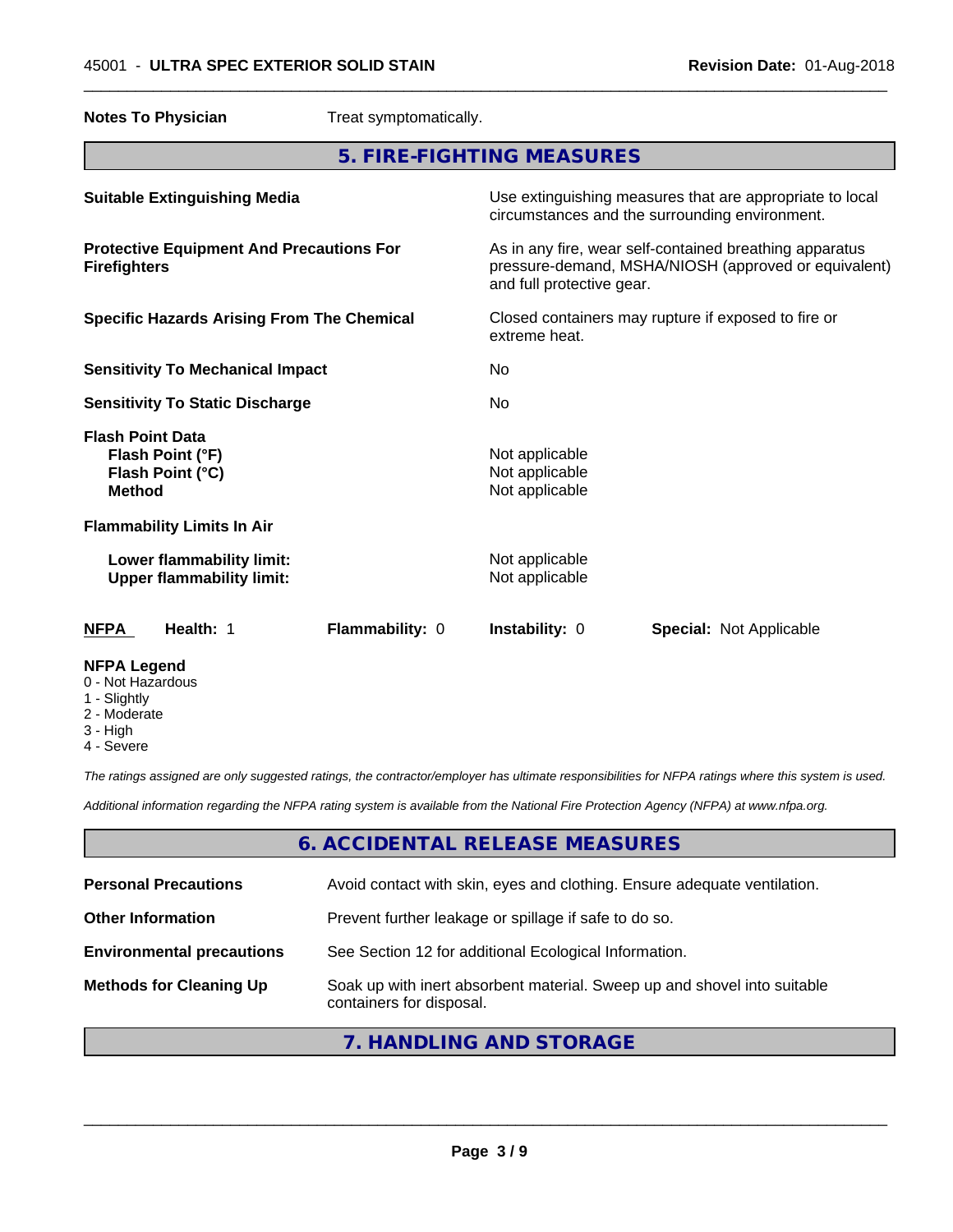**Notes To Physician** Treat symptomatically.

## 5. FIRE-FIGHTING MEASURES

**Suitable Extinguishing Media** Use extinguishing measures that are appropriate to local circumstances and the surrounding environment.

**Protective Equipment And Precautions For Firefighters** As in any fire, wear self-contained breathing apparatus pressure-demand, MSHA/NIOSH (approved or equivalent) and full protective gear.

**Specific Hazards Arising From The Chemical** Closed containers may rupture if exposed to fire or extreme heat.

**Sensitivity To Mechanical Impact** No

**Sensitivity To Static Discharge** No

**Flash Point Data**
- **Flash Point (°F)** Not applicable
- **Flash Point (°C)** Not applicable
- **Method** Not applicable

**Flammability Limits In Air**
- **Lower flammability limit:** Not applicable
- **Upper flammability limit:** Not applicable

| NFPA | Health: 1 | Flammability: 0 | Instability: 0 | Special: Not Applicable |
|---|---|---|---|---|

**NFPA Legend**
- 0 - Not Hazardous
- 1 - Slightly
- 2 - Moderate
- 3 - High
- 4 - Severe

*The ratings assigned are only suggested ratings, the contractor/employer has ultimate responsibilities for NFPA ratings where this system is used.*

*Additional information regarding the NFPA rating system is available from the National Fire Protection Agency (NFPA) at www.nfpa.org.*

## 6. ACCIDENTAL RELEASE MEASURES

**Personal Precautions** Avoid contact with skin, eyes and clothing. Ensure adequate ventilation.

**Other Information** Prevent further leakage or spillage if safe to do so.

**Environmental precautions** See Section 12 for additional Ecological Information.

**Methods for Cleaning Up** Soak up with inert absorbent material. Sweep up and shovel into suitable containers for disposal.

## 7. HANDLING AND STORAGE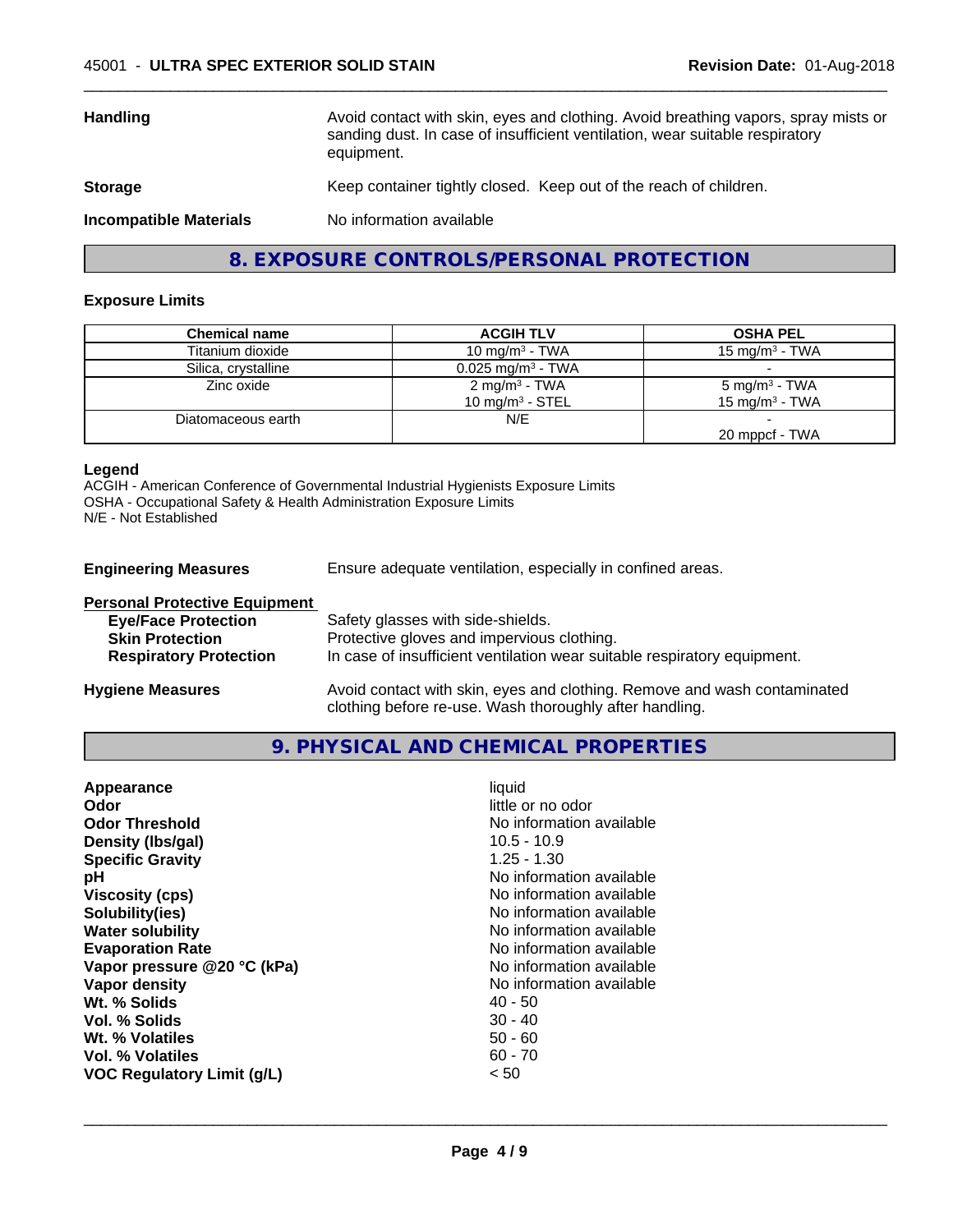| | |
|---|---|
| **Handling** | Avoid contact with skin, eyes and clothing. Avoid breathing vapors, spray mists or sanding dust. In case of insufficient ventilation, wear suitable respiratory equipment. |
| **Storage** | Keep container tightly closed. Keep out of the reach of children. |
| **Incompatible Materials** | No information available |

## 8. EXPOSURE CONTROLS/PERSONAL PROTECTION

### Exposure Limits

| Chemical name | ACGIH TLV | OSHA PEL |
|---|---|---|
| Titanium dioxide | 10 mg/m$^3$ - TWA | 15 mg/m$^3$ - TWA |
| Silica, crystalline | 0.025 mg/m$^3$ - TWA | - |
| Zinc oxide | 2 mg/m$^3$ - TWA<br>10 mg/m$^3$ - STEL | 5 mg/m$^3$ - TWA<br>15 mg/m$^3$ - TWA |
| Diatomaceous earth | N/E | -<br>20 mppcf - TWA |

**Legend**
ACGIH - American Conference of Governmental Industrial Hygienists Exposure Limits
OSHA - Occupational Safety & Health Administration Exposure Limits
N/E - Not Established

| | |
|---|---|
| **Engineering Measures** | Ensure adequate ventilation, especially in confined areas. |
| **Personal Protective Equipment** | |
| **Eye/Face Protection** | Safety glasses with side-shields. |
| **Skin Protection** | Protective gloves and impervious clothing. |
| **Respiratory Protection** | In case of insufficient ventilation wear suitable respiratory equipment. |
| **Hygiene Measures** | Avoid contact with skin, eyes and clothing. Remove and wash contaminated clothing before re-use. Wash thoroughly after handling. |

## 9. PHYSICAL AND CHEMICAL PROPERTIES

| | |
|---|---|
| **Appearance** | liquid |
| **Odor** | little or no odor |
| **Odor Threshold** | No information available |
| **Density (lbs/gal)** | 10.5 - 10.9 |
| **Specific Gravity** | 1.25 - 1.30 |
| **pH** | No information available |
| **Viscosity (cps)** | No information available |
| **Solubility(ies)** | No information available |
| **Water solubility** | No information available |
| **Evaporation Rate** | No information available |
| **Vapor pressure @20 °C (kPa)** | No information available |
| **Vapor density** | No information available |
| **Wt. % Solids** | 40 - 50 |
| **Vol. % Solids** | 30 - 40 |
| **Wt. % Volatiles** | 50 - 60 |
| **Vol. % Volatiles** | 60 - 70 |
| **VOC Regulatory Limit (g/L)** | < 50 |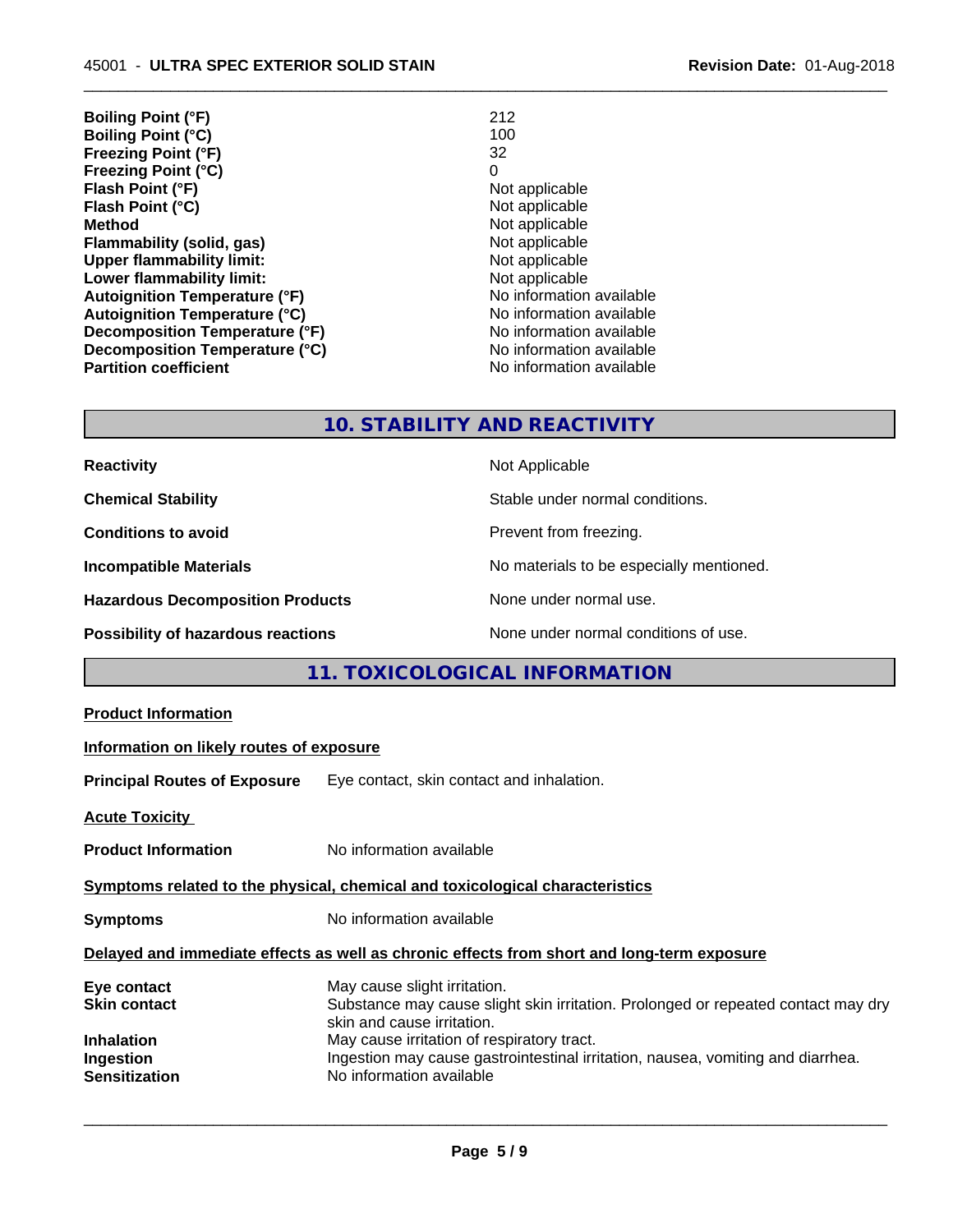| | |
|---|---|
| **Boiling Point (°F)** | 212 |
| **Boiling Point (°C)** | 100 |
| **Freezing Point (°F)** | 32 |
| **Freezing Point (°C)** | 0 |
| **Flash Point (°F)** | Not applicable |
| **Flash Point (°C)** | Not applicable |
| **Method** | Not applicable |
| **Flammability (solid, gas)** | Not applicable |
| **Upper flammability limit:** | Not applicable |
| **Lower flammability limit:** | Not applicable |
| **Autoignition Temperature (°F)** | No information available |
| **Autoignition Temperature (°C)** | No information available |
| **Decomposition Temperature (°F)** | No information available |
| **Decomposition Temperature (°C)** | No information available |
| **Partition coefficient** | No information available |

## 10. STABILITY AND REACTIVITY

| | |
|---|---|
| **Reactivity** | Not Applicable |
| **Chemical Stability** | Stable under normal conditions. |
| **Conditions to avoid** | Prevent from freezing. |
| **Incompatible Materials** | No materials to be especially mentioned. |
| **Hazardous Decomposition Products** | None under normal use. |
| **Possibility of hazardous reactions** | None under normal conditions of use. |

## 11. TOXICOLOGICAL INFORMATION

**Product Information**

**Information on likely routes of exposure**

**Principal Routes of Exposure** Eye contact, skin contact and inhalation.

**Acute Toxicity**

**Product Information** No information available

**Symptoms related to the physical, chemical and toxicological characteristics**

**Symptoms** No information available

**Delayed and immediate effects as well as chronic effects from short and long-term exposure**

| | |
|---|---|
| **Eye contact** | May cause slight irritation. |
| **Skin contact** | Substance may cause slight skin irritation. Prolonged or repeated contact may dry skin and cause irritation. |
| **Inhalation** | May cause irritation of respiratory tract. |
| **Ingestion** | Ingestion may cause gastrointestinal irritation, nausea, vomiting and diarrhea. |
| **Sensitization** | No information available |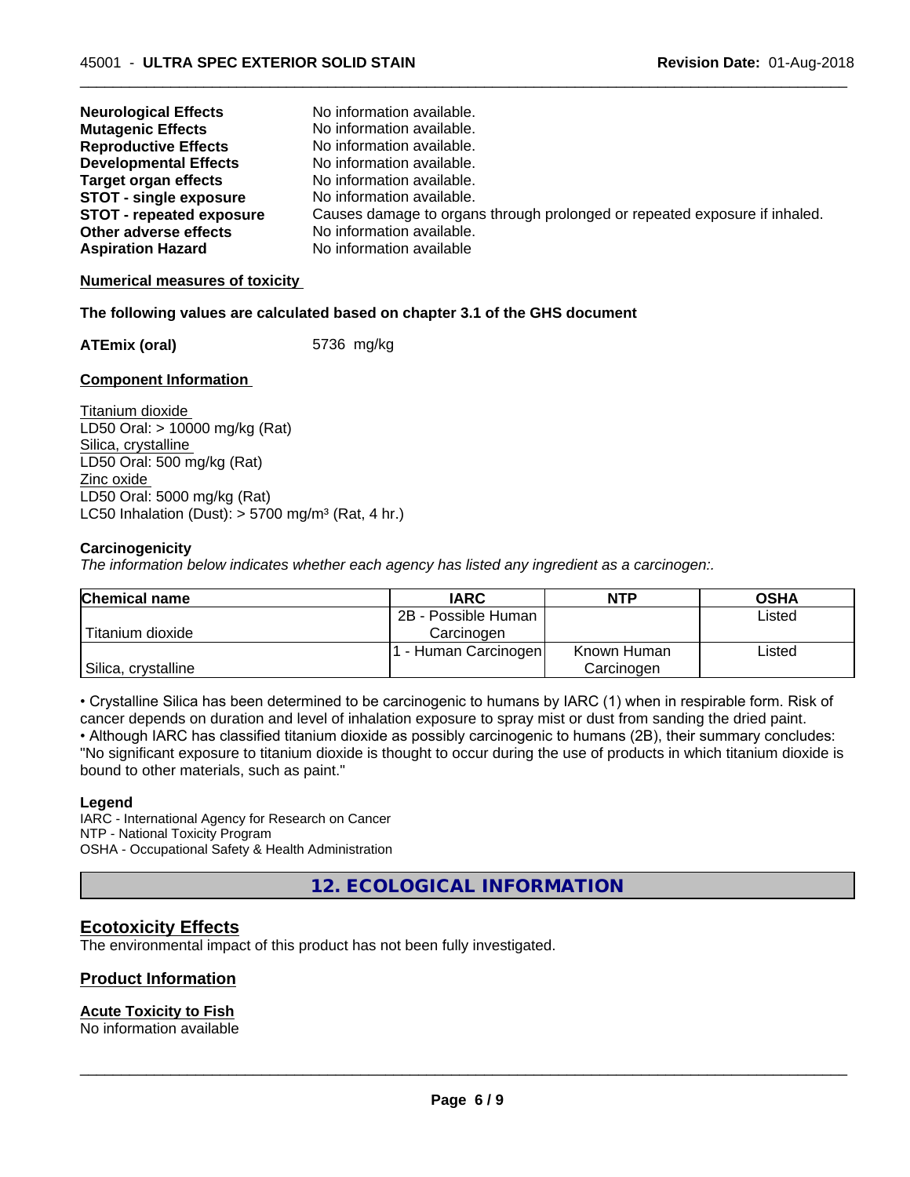| | |
|---|---|
| **Neurological Effects** | No information available. |
| **Mutagenic Effects** | No information available. |
| **Reproductive Effects** | No information available. |
| **Developmental Effects** | No information available. |
| **Target organ effects** | No information available. |
| **STOT - single exposure** | No information available. |
| **STOT - repeated exposure** | Causes damage to organs through prolonged or repeated exposure if inhaled. |
| **Other adverse effects** | No information available. |
| **Aspiration Hazard** | No information available |

**Numerical measures of toxicity**

**The following values are calculated based on chapter 3.1 of the GHS document**

**ATEmix (oral)** 5736 mg/kg

**Component Information**

Titanium dioxide
LD50 Oral: > 10000 mg/kg (Rat)
Silica, crystalline
LD50 Oral: 500 mg/kg (Rat)
Zinc oxide
LD50 Oral: 5000 mg/kg (Rat)
LC50 Inhalation (Dust): > 5700 mg/m³ (Rat, 4 hr.)

**Carcinogenicity**

*The information below indicates whether each agency has listed any ingredient as a carcinogen:.*

| Chemical name | IARC | NTP | OSHA |
|---|---|---|---|
| Titanium dioxide | 2B - Possible Human Carcinogen | | Listed |
| Silica, crystalline | 1 - Human Carcinogen | Known Human Carcinogen | Listed |

• Crystalline Silica has been determined to be carcinogenic to humans by IARC (1) when in respirable form. Risk of cancer depends on duration and level of inhalation exposure to spray mist or dust from sanding the dried paint.
• Although IARC has classified titanium dioxide as possibly carcinogenic to humans (2B), their summary concludes: "No significant exposure to titanium dioxide is thought to occur during the use of products in which titanium dioxide is bound to other materials, such as paint."

**Legend**

IARC - International Agency for Research on Cancer
NTP - National Toxicity Program
OSHA - Occupational Safety & Health Administration

## 12. ECOLOGICAL INFORMATION

### Ecotoxicity Effects

The environmental impact of this product has not been fully investigated.

### Product Information

**Acute Toxicity to Fish**

No information available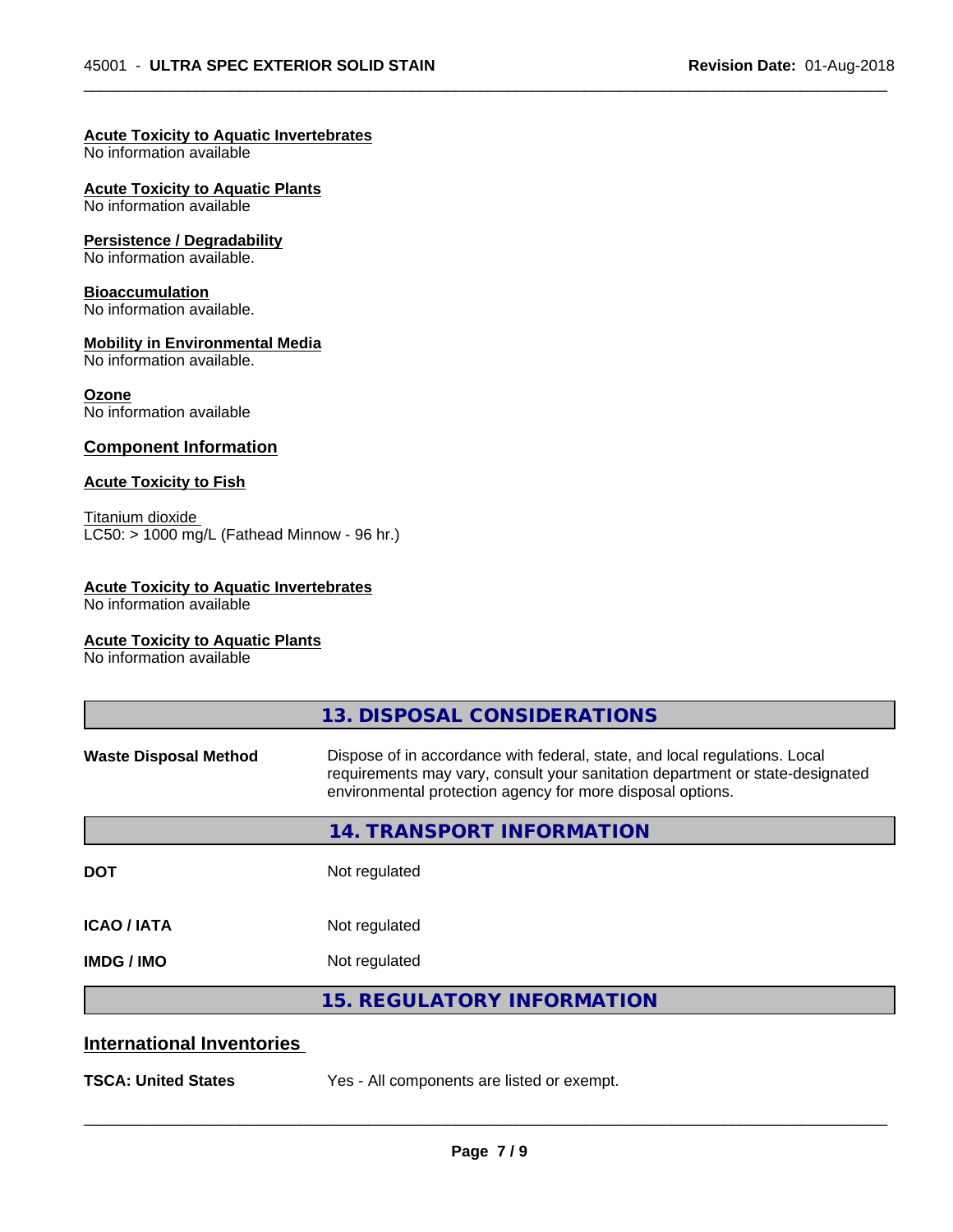**Acute Toxicity to Aquatic Invertebrates**
No information available

**Acute Toxicity to Aquatic Plants**
No information available

**Persistence / Degradability**
No information available.

**Bioaccumulation**
No information available.

**Mobility in Environmental Media**
No information available.

**Ozone**
No information available

### Component Information

**Acute Toxicity to Fish**

Titanium dioxide
LC50: > 1000 mg/L (Fathead Minnow - 96 hr.)

**Acute Toxicity to Aquatic Invertebrates**
No information available

**Acute Toxicity to Aquatic Plants**
No information available

## 13. DISPOSAL CONSIDERATIONS

**Waste Disposal Method** — Dispose of in accordance with federal, state, and local regulations. Local requirements may vary, consult your sanitation department or state-designated environmental protection agency for more disposal options.

## 14. TRANSPORT INFORMATION

| | |
|---|---|
| **DOT** | Not regulated |
| **ICAO / IATA** | Not regulated |
| **IMDG / IMO** | Not regulated |

## 15. REGULATORY INFORMATION

### International Inventories

**TSCA: United States** — Yes - All components are listed or exempt.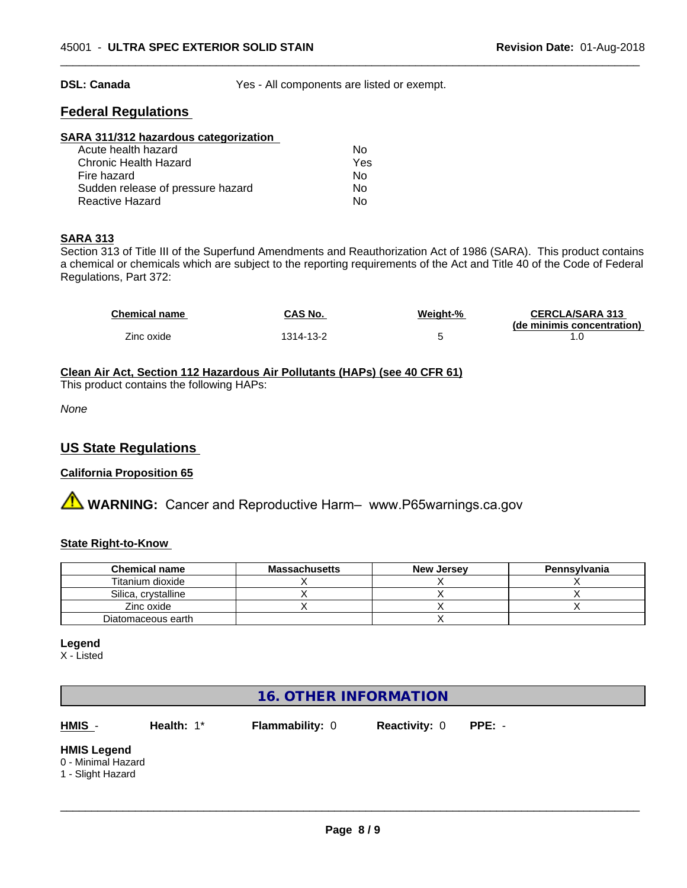**DSL: Canada** Yes - All components are listed or exempt.

## Federal Regulations

**SARA 311/312 hazardous categorization**

| | |
|---|---|
| Acute health hazard | No |
| Chronic Health Hazard | Yes |
| Fire hazard | No |
| Sudden release of pressure hazard | No |
| Reactive Hazard | No |

**SARA 313**

Section 313 of Title III of the Superfund Amendments and Reauthorization Act of 1986 (SARA). This product contains a chemical or chemicals which are subject to the reporting requirements of the Act and Title 40 of the Code of Federal Regulations, Part 372:

| Chemical name | CAS No. | Weight-% | CERCLA/SARA 313 (de minimis concentration) |
|---|---|---|---|
| Zinc oxide | 1314-13-2 | 5 | 1.0 |

**Clean Air Act, Section 112 Hazardous Air Pollutants (HAPs) (see 40 CFR 61)**

This product contains the following HAPs:

*None*

## US State Regulations

**California Proposition 65**

⚠ **WARNING:** Cancer and Reproductive Harm– www.P65warnings.ca.gov

**State Right-to-Know**

| Chemical name | Massachusetts | New Jersey | Pennsylvania |
|---|---|---|---|
| Titanium dioxide | X | X | X |
| Silica, crystalline | X | X | X |
| Zinc oxide | X | X | X |
| Diatomaceous earth | | X | |

**Legend**

X - Listed

## 16. OTHER INFORMATION

**HMIS** - **Health:** 1* **Flammability:** 0 **Reactivity:** 0 **PPE:** -

**HMIS Legend**

0 - Minimal Hazard

1 - Slight Hazard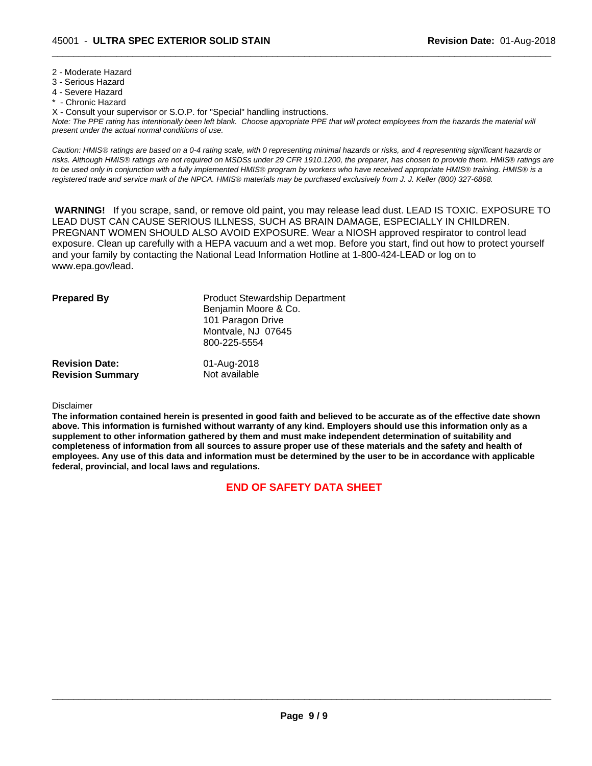2 - Moderate Hazard
3 - Serious Hazard
4 - Severe Hazard
* - Chronic Hazard
X - Consult your supervisor or S.O.P. for "Special" handling instructions.

*Note: The PPE rating has intentionally been left blank. Choose appropriate PPE that will protect employees from the hazards the material will present under the actual normal conditions of use.*

*Caution: HMIS® ratings are based on a 0-4 rating scale, with 0 representing minimal hazards or risks, and 4 representing significant hazards or risks. Although HMIS® ratings are not required on MSDSs under 29 CFR 1910.1200, the preparer, has chosen to provide them. HMIS® ratings are to be used only in conjunction with a fully implemented HMIS® program by workers who have received appropriate HMIS® training. HMIS® is a registered trade and service mark of the NPCA. HMIS® materials may be purchased exclusively from J. J. Keller (800) 327-6868.*

**WARNING!** If you scrape, sand, or remove old paint, you may release lead dust. LEAD IS TOXIC. EXPOSURE TO LEAD DUST CAN CAUSE SERIOUS ILLNESS, SUCH AS BRAIN DAMAGE, ESPECIALLY IN CHILDREN. PREGNANT WOMEN SHOULD ALSO AVOID EXPOSURE. Wear a NIOSH approved respirator to control lead exposure. Clean up carefully with a HEPA vacuum and a wet mop. Before you start, find out how to protect yourself and your family by contacting the National Lead Information Hotline at 1-800-424-LEAD or log on to www.epa.gov/lead.

| | |
|---|---|
| **Prepared By** | Product Stewardship Department<br>Benjamin Moore & Co.<br>101 Paragon Drive<br>Montvale, NJ 07645<br>800-225-5554 |
| **Revision Date:** | 01-Aug-2018 |
| **Revision Summary** | Not available |

Disclaimer

**The information contained herein is presented in good faith and believed to be accurate as of the effective date shown above. This information is furnished without warranty of any kind. Employers should use this information only as a supplement to other information gathered by them and must make independent determination of suitability and completeness of information from all sources to assure proper use of these materials and the safety and health of employees. Any use of this data and information must be determined by the user to be in accordance with applicable federal, provincial, and local laws and regulations.**

**END OF SAFETY DATA SHEET**